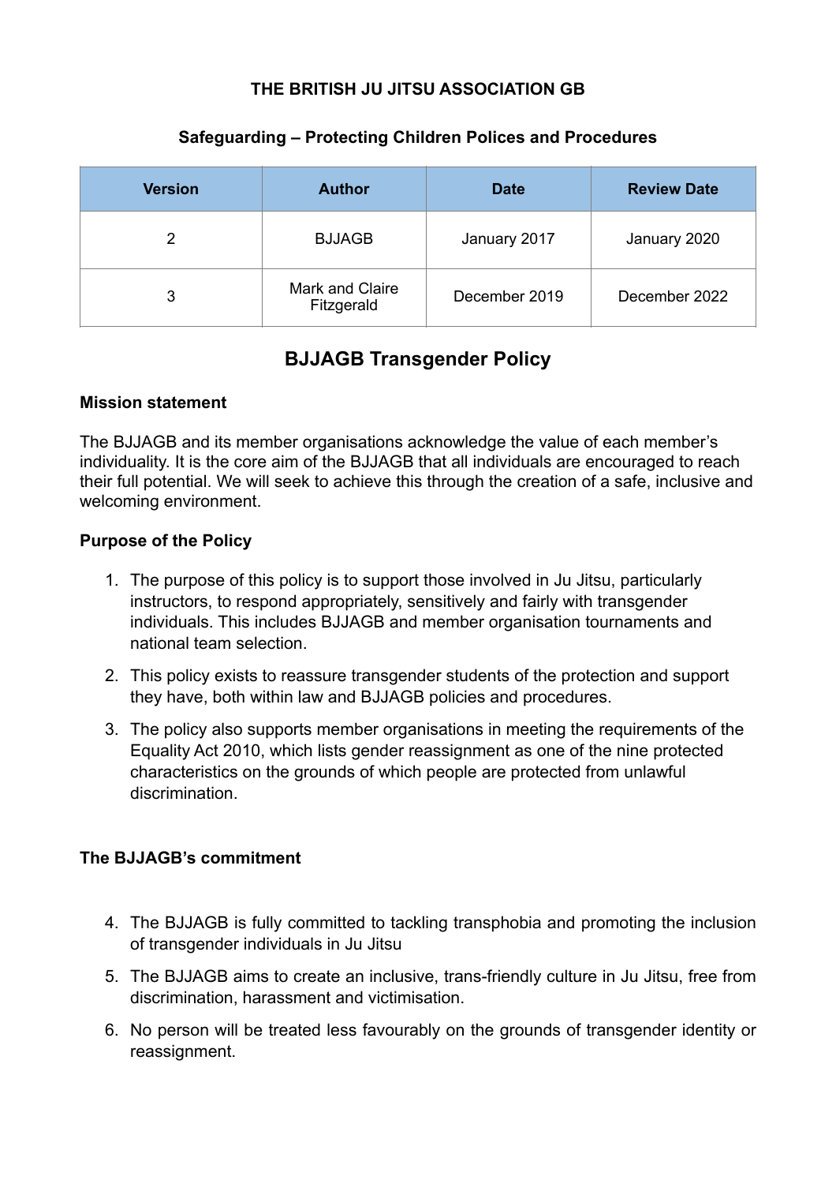**THE BRITISH JU JITSU ASSOCIATION GB**

**Safeguarding – Protecting Children Polices and Procedures**

| Version | Author | Date | Review Date |
| --- | --- | --- | --- |
| 2 | BJJAGB | January 2017 | January 2020 |
| 3 | Mark and Claire Fitzgerald | December 2019 | December 2022 |

# BJJAGB Transgender Policy

**Mission statement**

The BJJAGB and its member organisations acknowledge the value of each member's individuality. It is the core aim of the BJJAGB that all individuals are encouraged to reach their full potential. We will seek to achieve this through the creation of a safe, inclusive and welcoming environment.

**Purpose of the Policy**

1. The purpose of this policy is to support those involved in Ju Jitsu, particularly instructors, to respond appropriately, sensitively and fairly with transgender individuals. This includes BJJAGB and member organisation tournaments and national team selection.
2. This policy exists to reassure transgender students of the protection and support they have, both within law and BJJAGB policies and procedures.
3. The policy also supports member organisations in meeting the requirements of the Equality Act 2010, which lists gender reassignment as one of the nine protected characteristics on the grounds of which people are protected from unlawful discrimination.

**The BJJAGB's commitment**

4. The BJJAGB is fully committed to tackling transphobia and promoting the inclusion of transgender individuals in Ju Jitsu
5. The BJJAGB aims to create an inclusive, trans-friendly culture in Ju Jitsu, free from discrimination, harassment and victimisation.
6. No person will be treated less favourably on the grounds of transgender identity or reassignment.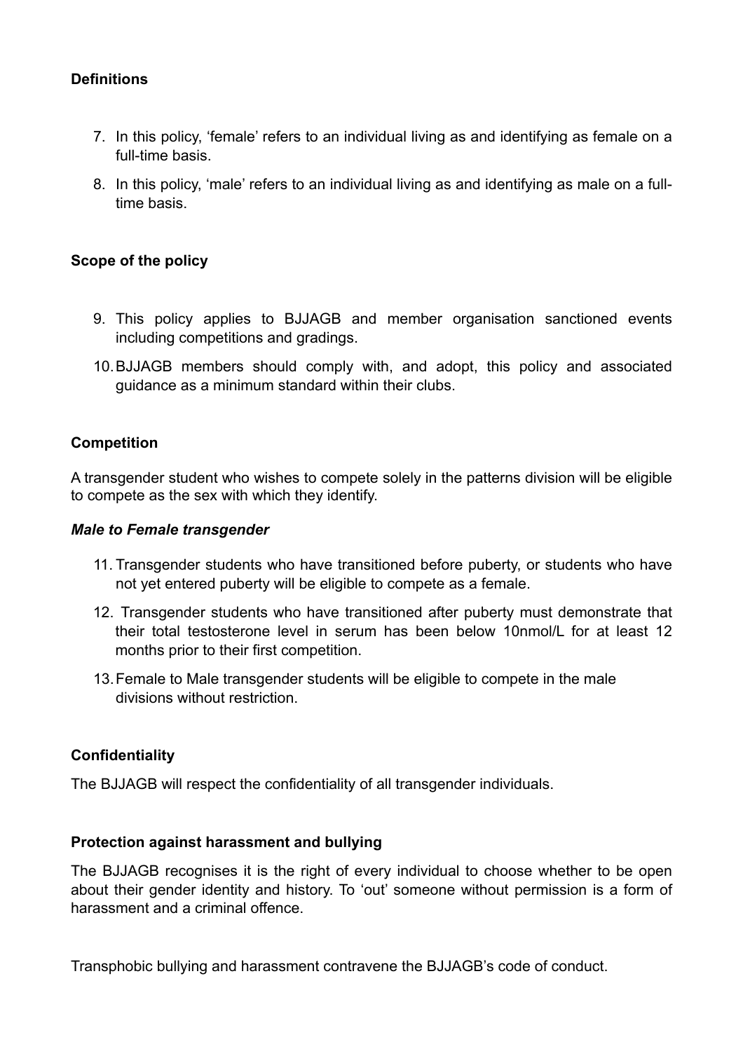**Definitions**

7. In this policy, 'female' refers to an individual living as and identifying as female on a full-time basis.
8. In this policy, 'male' refers to an individual living as and identifying as male on a full-time basis.

**Scope of the policy**

9. This policy applies to BJJAGB and member organisation sanctioned events including competitions and gradings.
10. BJJAGB members should comply with, and adopt, this policy and associated guidance as a minimum standard within their clubs.

**Competition**

A transgender student who wishes to compete solely in the patterns division will be eligible to compete as the sex with which they identify.

***Male to Female transgender***

11. Transgender students who have transitioned before puberty, or students who have not yet entered puberty will be eligible to compete as a female.
12. Transgender students who have transitioned after puberty must demonstrate that their total testosterone level in serum has been below 10nmol/L for at least 12 months prior to their first competition.
13. Female to Male transgender students will be eligible to compete in the male divisions without restriction.

**Confidentiality**

The BJJAGB will respect the confidentiality of all transgender individuals.

**Protection against harassment and bullying**

The BJJAGB recognises it is the right of every individual to choose whether to be open about their gender identity and history. To 'out' someone without permission is a form of harassment and a criminal offence.

Transphobic bullying and harassment contravene the BJJAGB's code of conduct.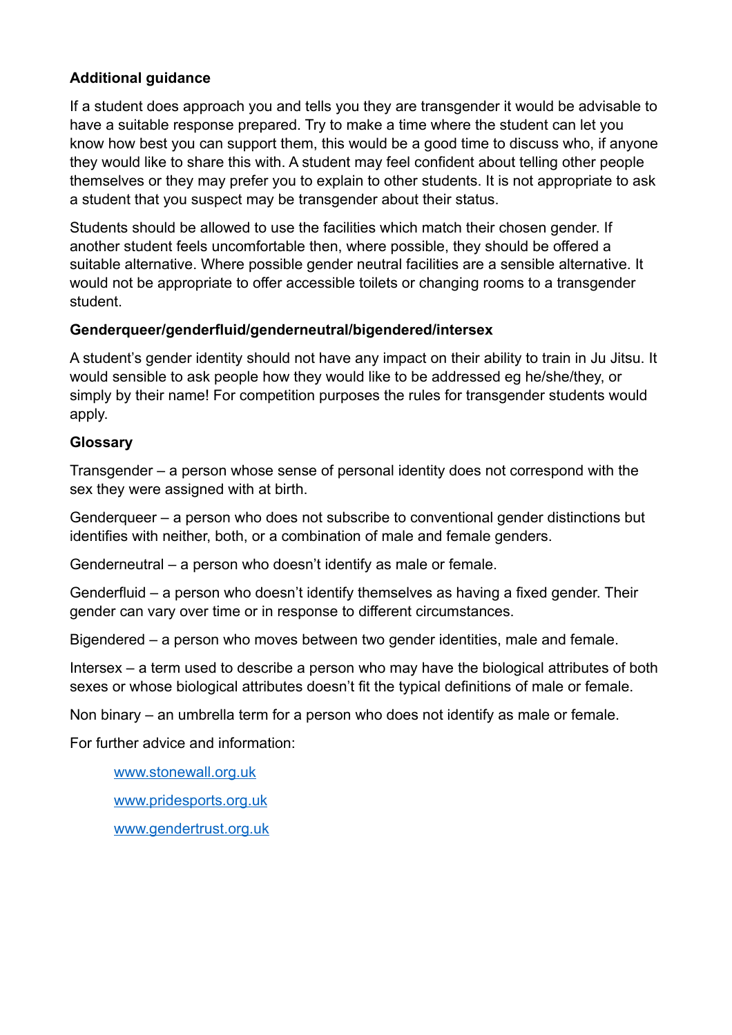**Additional guidance**

If a student does approach you and tells you they are transgender it would be advisable to have a suitable response prepared. Try to make a time where the student can let you know how best you can support them, this would be a good time to discuss who, if anyone they would like to share this with. A student may feel confident about telling other people themselves or they may prefer you to explain to other students. It is not appropriate to ask a student that you suspect may be transgender about their status.

Students should be allowed to use the facilities which match their chosen gender. If another student feels uncomfortable then, where possible, they should be offered a suitable alternative. Where possible gender neutral facilities are a sensible alternative. It would not be appropriate to offer accessible toilets or changing rooms to a transgender student.

**Genderqueer/genderfluid/genderneutral/bigendered/intersex**

A student's gender identity should not have any impact on their ability to train in Ju Jitsu. It would sensible to ask people how they would like to be addressed eg he/she/they, or simply by their name! For competition purposes the rules for transgender students would apply.

**Glossary**

Transgender – a person whose sense of personal identity does not correspond with the sex they were assigned with at birth.

Genderqueer – a person who does not subscribe to conventional gender distinctions but identifies with neither, both, or a combination of male and female genders.

Genderneutral – a person who doesn't identify as male or female.

Genderfluid – a person who doesn't identify themselves as having a fixed gender. Their gender can vary over time or in response to different circumstances.

Bigendered – a person who moves between two gender identities, male and female.

Intersex – a term used to describe a person who may have the biological attributes of both sexes or whose biological attributes doesn't fit the typical definitions of male or female.

Non binary – an umbrella term for a person who does not identify as male or female.

For further advice and information:

- www.stonewall.org.uk
- www.pridesports.org.uk
- www.gendertrust.org.uk